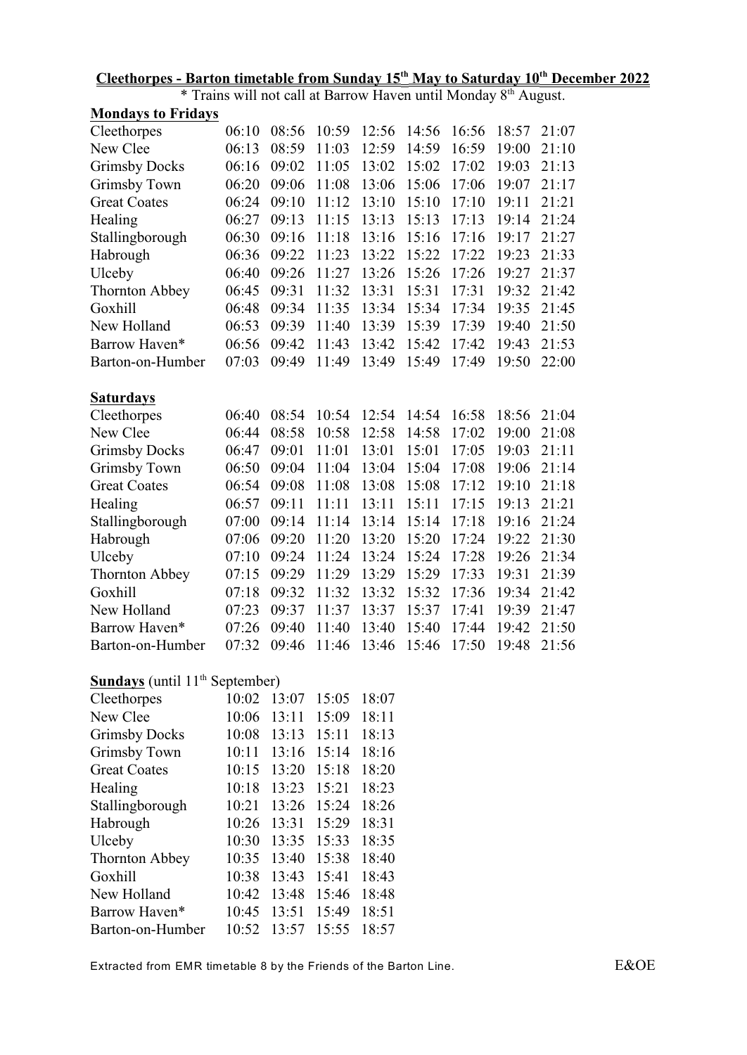## Cleethorpes - Barton timetable from Sunday 15th May to Saturday 10th December 2022

\* Trains will not call at Barrow Haven until Monday 8th August.

**Mondays to Fridays**

| | | | | | | | | |
|---|---|---|---|---|---|---|---|---|
| Cleethorpes | 06:10 | 08:56 | 10:59 | 12:56 | 14:56 | 16:56 | 18:57 | 21:07 |
| New Clee | 06:13 | 08:59 | 11:03 | 12:59 | 14:59 | 16:59 | 19:00 | 21:10 |
| Grimsby Docks | 06:16 | 09:02 | 11:05 | 13:02 | 15:02 | 17:02 | 19:03 | 21:13 |
| Grimsby Town | 06:20 | 09:06 | 11:08 | 13:06 | 15:06 | 17:06 | 19:07 | 21:17 |
| Great Coates | 06:24 | 09:10 | 11:12 | 13:10 | 15:10 | 17:10 | 19:11 | 21:21 |
| Healing | 06:27 | 09:13 | 11:15 | 13:13 | 15:13 | 17:13 | 19:14 | 21:24 |
| Stallingborough | 06:30 | 09:16 | 11:18 | 13:16 | 15:16 | 17:16 | 19:17 | 21:27 |
| Habrough | 06:36 | 09:22 | 11:23 | 13:22 | 15:22 | 17:22 | 19:23 | 21:33 |
| Ulceby | 06:40 | 09:26 | 11:27 | 13:26 | 15:26 | 17:26 | 19:27 | 21:37 |
| Thornton Abbey | 06:45 | 09:31 | 11:32 | 13:31 | 15:31 | 17:31 | 19:32 | 21:42 |
| Goxhill | 06:48 | 09:34 | 11:35 | 13:34 | 15:34 | 17:34 | 19:35 | 21:45 |
| New Holland | 06:53 | 09:39 | 11:40 | 13:39 | 15:39 | 17:39 | 19:40 | 21:50 |
| Barrow Haven* | 06:56 | 09:42 | 11:43 | 13:42 | 15:42 | 17:42 | 19:43 | 21:53 |
| Barton-on-Humber | 07:03 | 09:49 | 11:49 | 13:49 | 15:49 | 17:49 | 19:50 | 22:00 |

**Saturdays**

| | | | | | | | | |
|---|---|---|---|---|---|---|---|---|
| Cleethorpes | 06:40 | 08:54 | 10:54 | 12:54 | 14:54 | 16:58 | 18:56 | 21:04 |
| New Clee | 06:44 | 08:58 | 10:58 | 12:58 | 14:58 | 17:02 | 19:00 | 21:08 |
| Grimsby Docks | 06:47 | 09:01 | 11:01 | 13:01 | 15:01 | 17:05 | 19:03 | 21:11 |
| Grimsby Town | 06:50 | 09:04 | 11:04 | 13:04 | 15:04 | 17:08 | 19:06 | 21:14 |
| Great Coates | 06:54 | 09:08 | 11:08 | 13:08 | 15:08 | 17:12 | 19:10 | 21:18 |
| Healing | 06:57 | 09:11 | 11:11 | 13:11 | 15:11 | 17:15 | 19:13 | 21:21 |
| Stallingborough | 07:00 | 09:14 | 11:14 | 13:14 | 15:14 | 17:18 | 19:16 | 21:24 |
| Habrough | 07:06 | 09:20 | 11:20 | 13:20 | 15:20 | 17:24 | 19:22 | 21:30 |
| Ulceby | 07:10 | 09:24 | 11:24 | 13:24 | 15:24 | 17:28 | 19:26 | 21:34 |
| Thornton Abbey | 07:15 | 09:29 | 11:29 | 13:29 | 15:29 | 17:33 | 19:31 | 21:39 |
| Goxhill | 07:18 | 09:32 | 11:32 | 13:32 | 15:32 | 17:36 | 19:34 | 21:42 |
| New Holland | 07:23 | 09:37 | 11:37 | 13:37 | 15:37 | 17:41 | 19:39 | 21:47 |
| Barrow Haven* | 07:26 | 09:40 | 11:40 | 13:40 | 15:40 | 17:44 | 19:42 | 21:50 |
| Barton-on-Humber | 07:32 | 09:46 | 11:46 | 13:46 | 15:46 | 17:50 | 19:48 | 21:56 |

**Sundays** (until 11th September)

| | | | | |
|---|---|---|---|---|
| Cleethorpes | 10:02 | 13:07 | 15:05 | 18:07 |
| New Clee | 10:06 | 13:11 | 15:09 | 18:11 |
| Grimsby Docks | 10:08 | 13:13 | 15:11 | 18:13 |
| Grimsby Town | 10:11 | 13:16 | 15:14 | 18:16 |
| Great Coates | 10:15 | 13:20 | 15:18 | 18:20 |
| Healing | 10:18 | 13:23 | 15:21 | 18:23 |
| Stallingborough | 10:21 | 13:26 | 15:24 | 18:26 |
| Habrough | 10:26 | 13:31 | 15:29 | 18:31 |
| Ulceby | 10:30 | 13:35 | 15:33 | 18:35 |
| Thornton Abbey | 10:35 | 13:40 | 15:38 | 18:40 |
| Goxhill | 10:38 | 13:43 | 15:41 | 18:43 |
| New Holland | 10:42 | 13:48 | 15:46 | 18:48 |
| Barrow Haven* | 10:45 | 13:51 | 15:49 | 18:51 |
| Barton-on-Humber | 10:52 | 13:57 | 15:55 | 18:57 |

Extracted from EMR timetable 8 by the Friends of the Barton Line. E&OE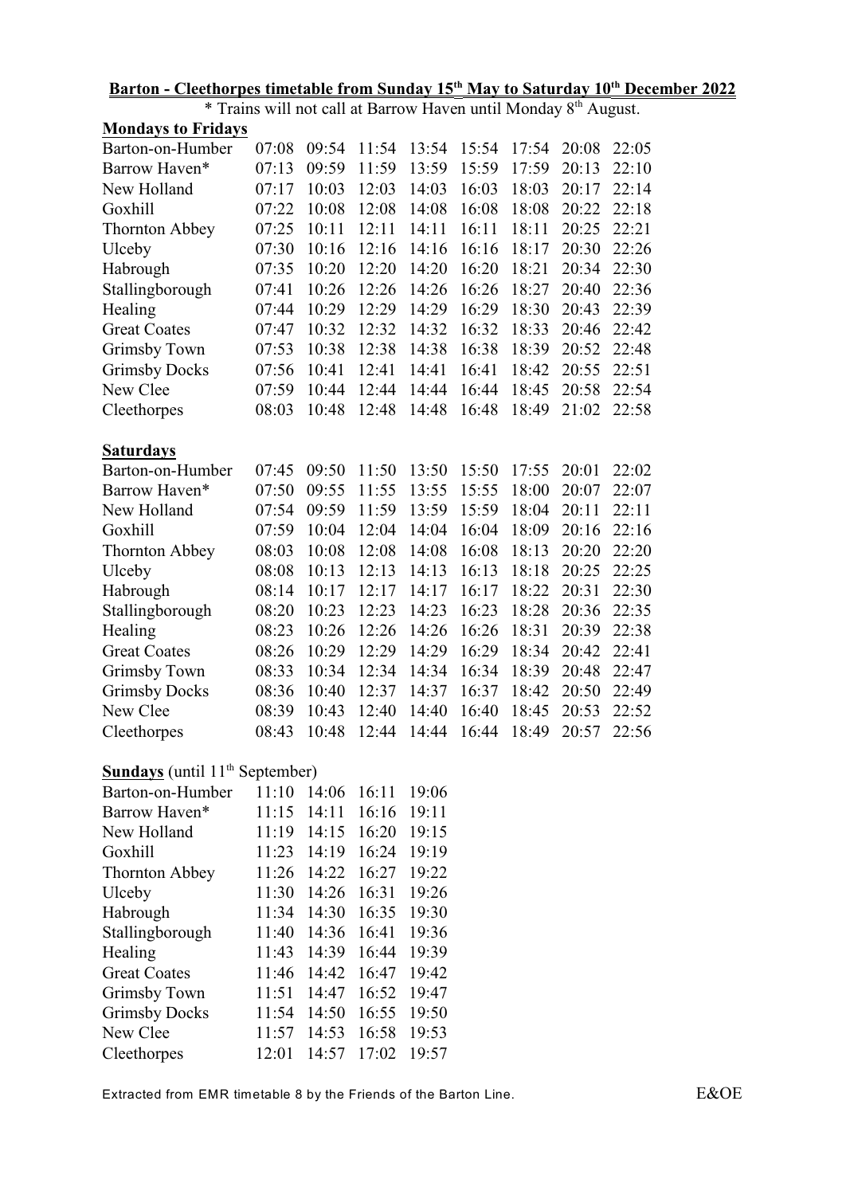## Barton - Cleethorpes timetable from Sunday 15th May to Saturday 10th December 2022

\* Trains will not call at Barrow Haven until Monday 8th August.

**Mondays to Fridays**

| | | | | | | | | |
|---|---|---|---|---|---|---|---|---|
| Barton-on-Humber | 07:08 | 09:54 | 11:54 | 13:54 | 15:54 | 17:54 | 20:08 | 22:05 |
| Barrow Haven* | 07:13 | 09:59 | 11:59 | 13:59 | 15:59 | 17:59 | 20:13 | 22:10 |
| New Holland | 07:17 | 10:03 | 12:03 | 14:03 | 16:03 | 18:03 | 20:17 | 22:14 |
| Goxhill | 07:22 | 10:08 | 12:08 | 14:08 | 16:08 | 18:08 | 20:22 | 22:18 |
| Thornton Abbey | 07:25 | 10:11 | 12:11 | 14:11 | 16:11 | 18:11 | 20:25 | 22:21 |
| Ulceby | 07:30 | 10:16 | 12:16 | 14:16 | 16:16 | 18:17 | 20:30 | 22:26 |
| Habrough | 07:35 | 10:20 | 12:20 | 14:20 | 16:20 | 18:21 | 20:34 | 22:30 |
| Stallingborough | 07:41 | 10:26 | 12:26 | 14:26 | 16:26 | 18:27 | 20:40 | 22:36 |
| Healing | 07:44 | 10:29 | 12:29 | 14:29 | 16:29 | 18:30 | 20:43 | 22:39 |
| Great Coates | 07:47 | 10:32 | 12:32 | 14:32 | 16:32 | 18:33 | 20:46 | 22:42 |
| Grimsby Town | 07:53 | 10:38 | 12:38 | 14:38 | 16:38 | 18:39 | 20:52 | 22:48 |
| Grimsby Docks | 07:56 | 10:41 | 12:41 | 14:41 | 16:41 | 18:42 | 20:55 | 22:51 |
| New Clee | 07:59 | 10:44 | 12:44 | 14:44 | 16:44 | 18:45 | 20:58 | 22:54 |
| Cleethorpes | 08:03 | 10:48 | 12:48 | 14:48 | 16:48 | 18:49 | 21:02 | 22:58 |

**Saturdays**

| | | | | | | | | |
|---|---|---|---|---|---|---|---|---|
| Barton-on-Humber | 07:45 | 09:50 | 11:50 | 13:50 | 15:50 | 17:55 | 20:01 | 22:02 |
| Barrow Haven* | 07:50 | 09:55 | 11:55 | 13:55 | 15:55 | 18:00 | 20:07 | 22:07 |
| New Holland | 07:54 | 09:59 | 11:59 | 13:59 | 15:59 | 18:04 | 20:11 | 22:11 |
| Goxhill | 07:59 | 10:04 | 12:04 | 14:04 | 16:04 | 18:09 | 20:16 | 22:16 |
| Thornton Abbey | 08:03 | 10:08 | 12:08 | 14:08 | 16:08 | 18:13 | 20:20 | 22:20 |
| Ulceby | 08:08 | 10:13 | 12:13 | 14:13 | 16:13 | 18:18 | 20:25 | 22:25 |
| Habrough | 08:14 | 10:17 | 12:17 | 14:17 | 16:17 | 18:22 | 20:31 | 22:30 |
| Stallingborough | 08:20 | 10:23 | 12:23 | 14:23 | 16:23 | 18:28 | 20:36 | 22:35 |
| Healing | 08:23 | 10:26 | 12:26 | 14:26 | 16:26 | 18:31 | 20:39 | 22:38 |
| Great Coates | 08:26 | 10:29 | 12:29 | 14:29 | 16:29 | 18:34 | 20:42 | 22:41 |
| Grimsby Town | 08:33 | 10:34 | 12:34 | 14:34 | 16:34 | 18:39 | 20:48 | 22:47 |
| Grimsby Docks | 08:36 | 10:40 | 12:37 | 14:37 | 16:37 | 18:42 | 20:50 | 22:49 |
| New Clee | 08:39 | 10:43 | 12:40 | 14:40 | 16:40 | 18:45 | 20:53 | 22:52 |
| Cleethorpes | 08:43 | 10:48 | 12:44 | 14:44 | 16:44 | 18:49 | 20:57 | 22:56 |

**Sundays** (until 11th September)

| | | | | |
|---|---|---|---|---|
| Barton-on-Humber | 11:10 | 14:06 | 16:11 | 19:06 |
| Barrow Haven* | 11:15 | 14:11 | 16:16 | 19:11 |
| New Holland | 11:19 | 14:15 | 16:20 | 19:15 |
| Goxhill | 11:23 | 14:19 | 16:24 | 19:19 |
| Thornton Abbey | 11:26 | 14:22 | 16:27 | 19:22 |
| Ulceby | 11:30 | 14:26 | 16:31 | 19:26 |
| Habrough | 11:34 | 14:30 | 16:35 | 19:30 |
| Stallingborough | 11:40 | 14:36 | 16:41 | 19:36 |
| Healing | 11:43 | 14:39 | 16:44 | 19:39 |
| Great Coates | 11:46 | 14:42 | 16:47 | 19:42 |
| Grimsby Town | 11:51 | 14:47 | 16:52 | 19:47 |
| Grimsby Docks | 11:54 | 14:50 | 16:55 | 19:50 |
| New Clee | 11:57 | 14:53 | 16:58 | 19:53 |
| Cleethorpes | 12:01 | 14:57 | 17:02 | 19:57 |

Extracted from EMR timetable 8 by the Friends of the Barton Line. E&OE